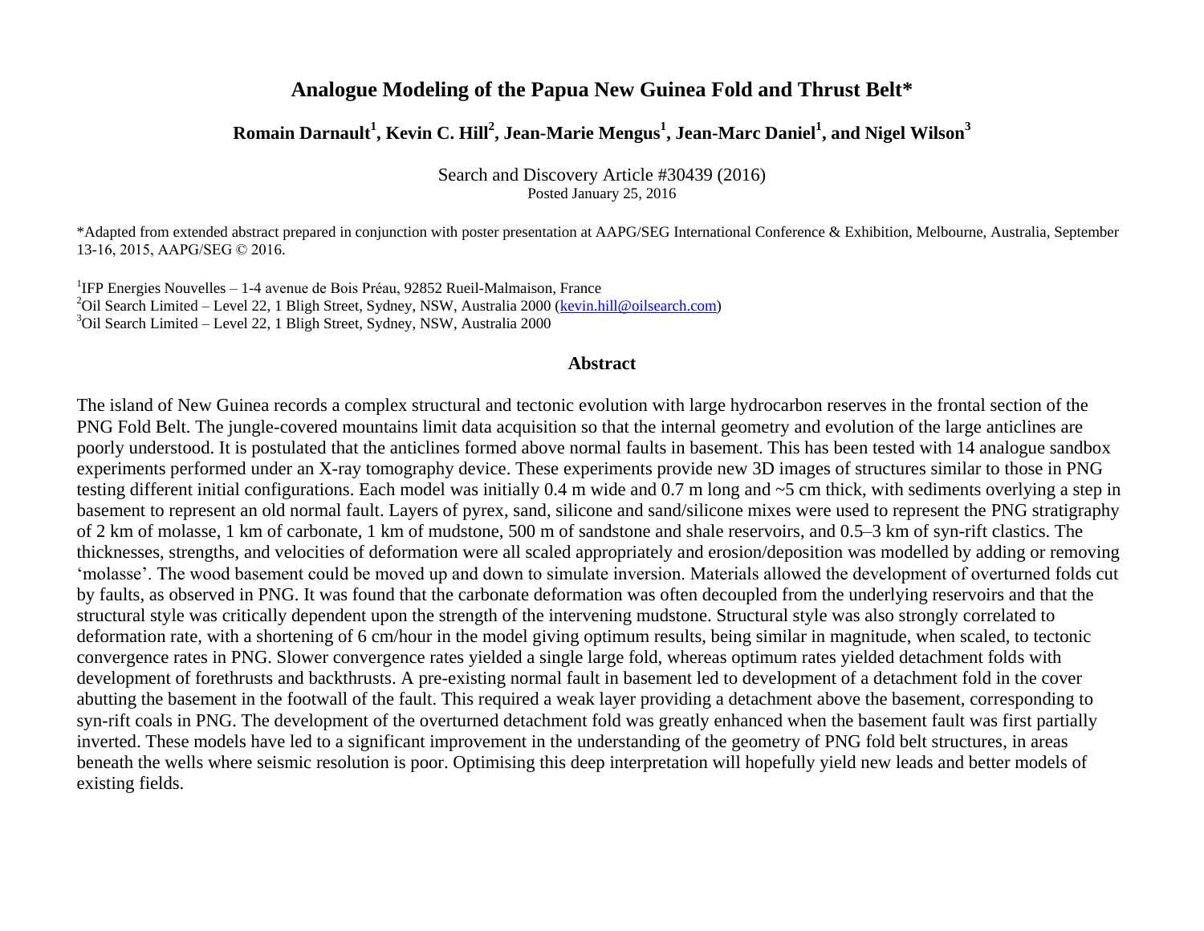# Analogue Modeling of the Papua New Guinea Fold and Thrust Belt*

**Romain Darnault[1], Kevin C. Hill[2], Jean-Marie Mengus[1], Jean-Marc Daniel[1], and Nigel Wilson[3]**

Search and Discovery Article #30439 (2016)
Posted January 25, 2016

*Adapted from extended abstract prepared in conjunction with poster presentation at AAPG/SEG International Conference & Exhibition, Melbourne, Australia, September 13-16, 2015, AAPG/SEG © 2016.

[1]IFP Energies Nouvelles – 1-4 avenue de Bois Préau, 92852 Rueil-Malmaison, France
[2]Oil Search Limited – Level 22, 1 Bligh Street, Sydney, NSW, Australia 2000 (kevin.hill@oilsearch.com)
[3]Oil Search Limited – Level 22, 1 Bligh Street, Sydney, NSW, Australia 2000

## Abstract

The island of New Guinea records a complex structural and tectonic evolution with large hydrocarbon reserves in the frontal section of the PNG Fold Belt. The jungle-covered mountains limit data acquisition so that the internal geometry and evolution of the large anticlines are poorly understood. It is postulated that the anticlines formed above normal faults in basement. This has been tested with 14 analogue sandbox experiments performed under an X-ray tomography device. These experiments provide new 3D images of structures similar to those in PNG testing different initial configurations. Each model was initially 0.4 m wide and 0.7 m long and ~5 cm thick, with sediments overlying a step in basement to represent an old normal fault. Layers of pyrex, sand, silicone and sand/silicone mixes were used to represent the PNG stratigraphy of 2 km of molasse, 1 km of carbonate, 1 km of mudstone, 500 m of sandstone and shale reservoirs, and 0.5–3 km of syn-rift clastics. The thicknesses, strengths, and velocities of deformation were all scaled appropriately and erosion/deposition was modelled by adding or removing 'molasse'. The wood basement could be moved up and down to simulate inversion. Materials allowed the development of overturned folds cut by faults, as observed in PNG. It was found that the carbonate deformation was often decoupled from the underlying reservoirs and that the structural style was critically dependent upon the strength of the intervening mudstone. Structural style was also strongly correlated to deformation rate, with a shortening of 6 cm/hour in the model giving optimum results, being similar in magnitude, when scaled, to tectonic convergence rates in PNG. Slower convergence rates yielded a single large fold, whereas optimum rates yielded detachment folds with development of forethrusts and backthrusts. A pre-existing normal fault in basement led to development of a detachment fold in the cover abutting the basement in the footwall of the fault. This required a weak layer providing a detachment above the basement, corresponding to syn-rift coals in PNG. The development of the overturned detachment fold was greatly enhanced when the basement fault was first partially inverted. These models have led to a significant improvement in the understanding of the geometry of PNG fold belt structures, in areas beneath the wells where seismic resolution is poor. Optimising this deep interpretation will hopefully yield new leads and better models of existing fields.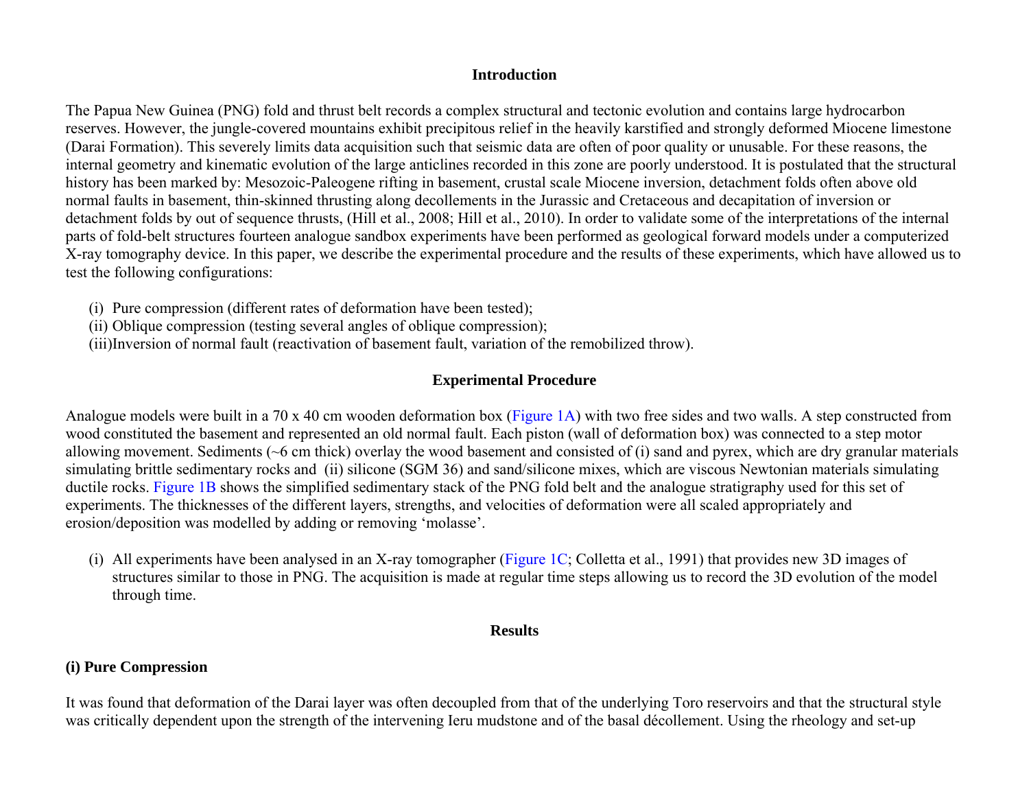## Introduction

The Papua New Guinea (PNG) fold and thrust belt records a complex structural and tectonic evolution and contains large hydrocarbon reserves. However, the jungle-covered mountains exhibit precipitous relief in the heavily karstified and strongly deformed Miocene limestone (Darai Formation). This severely limits data acquisition such that seismic data are often of poor quality or unusable. For these reasons, the internal geometry and kinematic evolution of the large anticlines recorded in this zone are poorly understood. It is postulated that the structural history has been marked by: Mesozoic-Paleogene rifting in basement, crustal scale Miocene inversion, detachment folds often above old normal faults in basement, thin-skinned thrusting along decollements in the Jurassic and Cretaceous and decapitation of inversion or detachment folds by out of sequence thrusts, (Hill et al., 2008; Hill et al., 2010). In order to validate some of the interpretations of the internal parts of fold-belt structures fourteen analogue sandbox experiments have been performed as geological forward models under a computerized X-ray tomography device. In this paper, we describe the experimental procedure and the results of these experiments, which have allowed us to test the following configurations:

(i) Pure compression (different rates of deformation have been tested);
(ii) Oblique compression (testing several angles of oblique compression);
(iii) Inversion of normal fault (reactivation of basement fault, variation of the remobilized throw).

## Experimental Procedure

Analogue models were built in a 70 x 40 cm wooden deformation box (Figure 1A) with two free sides and two walls. A step constructed from wood constituted the basement and represented an old normal fault. Each piston (wall of deformation box) was connected to a step motor allowing movement. Sediments (~6 cm thick) overlay the wood basement and consisted of (i) sand and pyrex, which are dry granular materials simulating brittle sedimentary rocks and (ii) silicone (SGM 36) and sand/silicone mixes, which are viscous Newtonian materials simulating ductile rocks. Figure 1B shows the simplified sedimentary stack of the PNG fold belt and the analogue stratigraphy used for this set of experiments. The thicknesses of the different layers, strengths, and velocities of deformation were all scaled appropriately and erosion/deposition was modelled by adding or removing 'molasse'.

(i) All experiments have been analysed in an X-ray tomographer (Figure 1C; Colletta et al., 1991) that provides new 3D images of structures similar to those in PNG. The acquisition is made at regular time steps allowing us to record the 3D evolution of the model through time.

## Results

### (i) Pure Compression

It was found that deformation of the Darai layer was often decoupled from that of the underlying Toro reservoirs and that the structural style was critically dependent upon the strength of the intervening Ieru mudstone and of the basal décollement. Using the rheology and set-up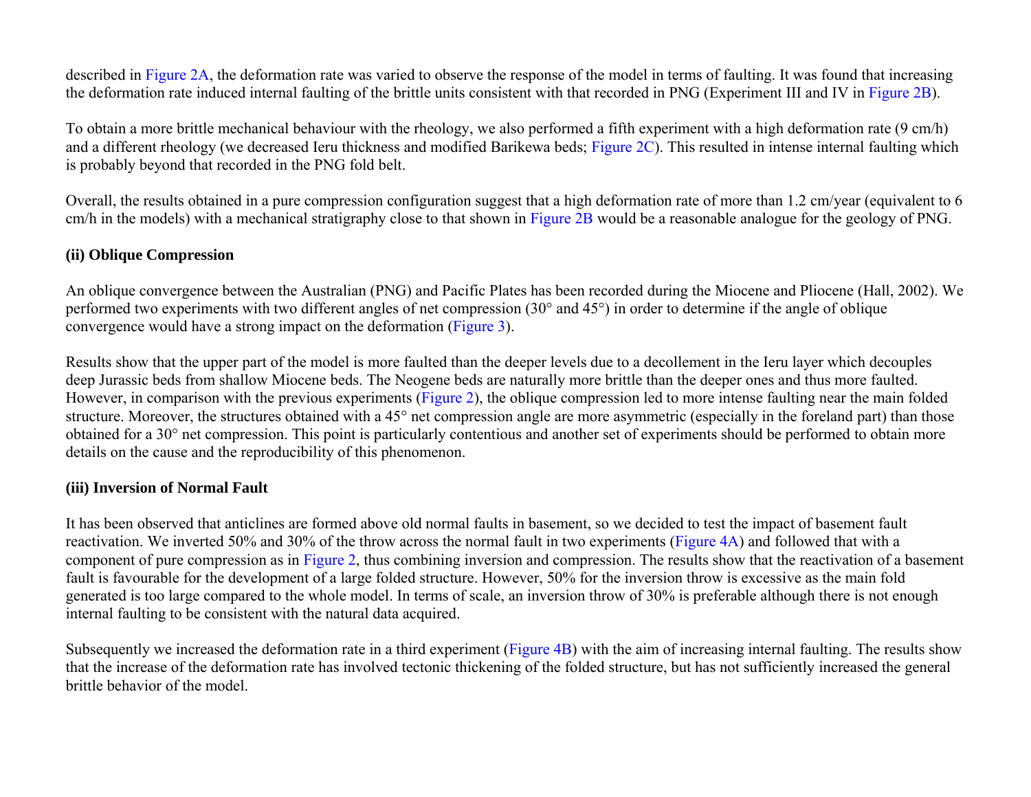described in Figure 2A, the deformation rate was varied to observe the response of the model in terms of faulting. It was found that increasing the deformation rate induced internal faulting of the brittle units consistent with that recorded in PNG (Experiment III and IV in Figure 2B).

To obtain a more brittle mechanical behaviour with the rheology, we also performed a fifth experiment with a high deformation rate (9 cm/h) and a different rheology (we decreased Ieru thickness and modified Barikewa beds; Figure 2C). This resulted in intense internal faulting which is probably beyond that recorded in the PNG fold belt.

Overall, the results obtained in a pure compression configuration suggest that a high deformation rate of more than 1.2 cm/year (equivalent to 6 cm/h in the models) with a mechanical stratigraphy close to that shown in Figure 2B would be a reasonable analogue for the geology of PNG.

### (ii) Oblique Compression

An oblique convergence between the Australian (PNG) and Pacific Plates has been recorded during the Miocene and Pliocene (Hall, 2002). We performed two experiments with two different angles of net compression (30° and 45°) in order to determine if the angle of oblique convergence would have a strong impact on the deformation (Figure 3).

Results show that the upper part of the model is more faulted than the deeper levels due to a decollement in the Ieru layer which decouples deep Jurassic beds from shallow Miocene beds. The Neogene beds are naturally more brittle than the deeper ones and thus more faulted. However, in comparison with the previous experiments (Figure 2), the oblique compression led to more intense faulting near the main folded structure. Moreover, the structures obtained with a 45° net compression angle are more asymmetric (especially in the foreland part) than those obtained for a 30° net compression. This point is particularly contentious and another set of experiments should be performed to obtain more details on the cause and the reproducibility of this phenomenon.

### (iii) Inversion of Normal Fault

It has been observed that anticlines are formed above old normal faults in basement, so we decided to test the impact of basement fault reactivation. We inverted 50% and 30% of the throw across the normal fault in two experiments (Figure 4A) and followed that with a component of pure compression as in Figure 2, thus combining inversion and compression. The results show that the reactivation of a basement fault is favourable for the development of a large folded structure. However, 50% for the inversion throw is excessive as the main fold generated is too large compared to the whole model. In terms of scale, an inversion throw of 30% is preferable although there is not enough internal faulting to be consistent with the natural data acquired.

Subsequently we increased the deformation rate in a third experiment (Figure 4B) with the aim of increasing internal faulting. The results show that the increase of the deformation rate has involved tectonic thickening of the folded structure, but has not sufficiently increased the general brittle behavior of the model.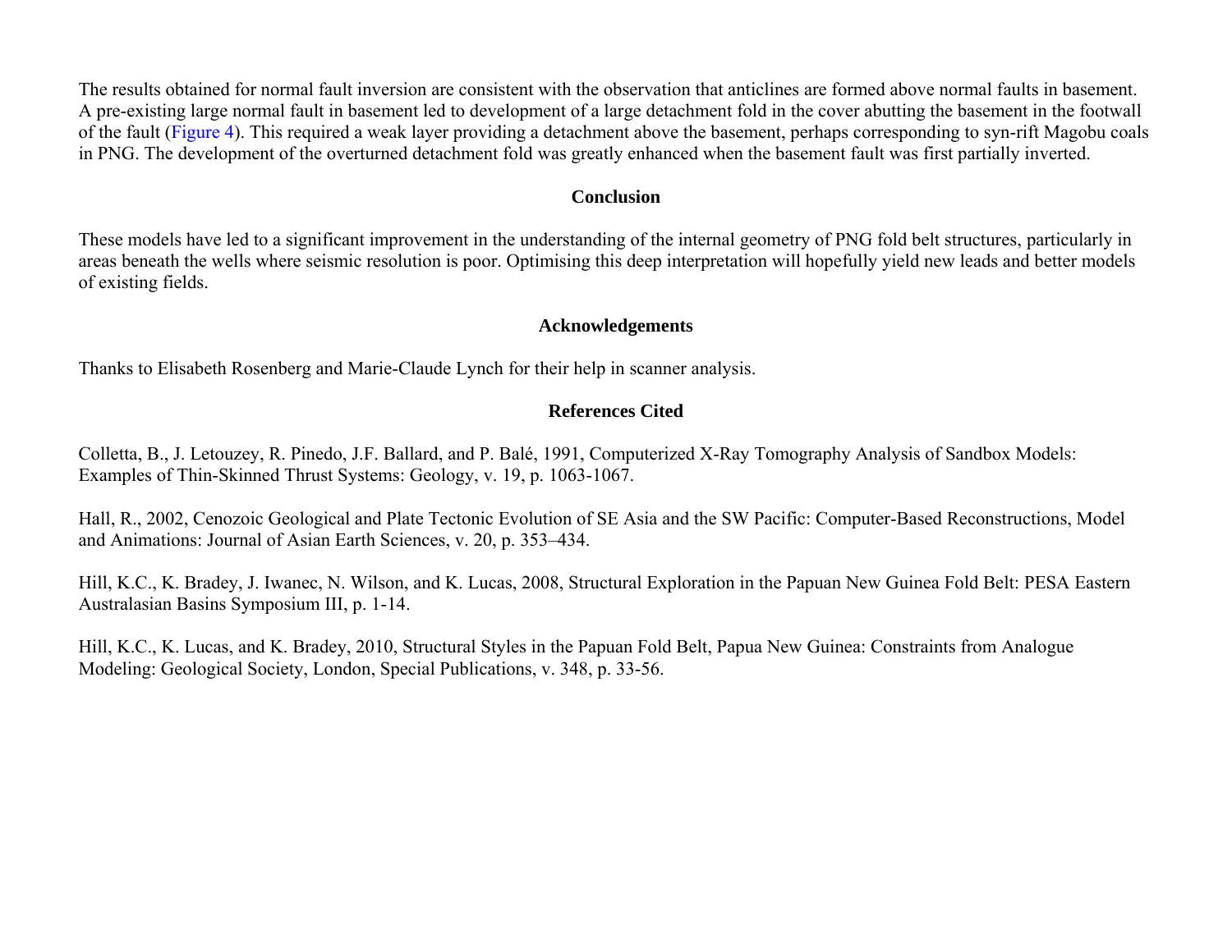The results obtained for normal fault inversion are consistent with the observation that anticlines are formed above normal faults in basement. A pre-existing large normal fault in basement led to development of a large detachment fold in the cover abutting the basement in the footwall of the fault (Figure 4). This required a weak layer providing a detachment above the basement, perhaps corresponding to syn-rift Magobu coals in PNG. The development of the overturned detachment fold was greatly enhanced when the basement fault was first partially inverted.

## Conclusion

These models have led to a significant improvement in the understanding of the internal geometry of PNG fold belt structures, particularly in areas beneath the wells where seismic resolution is poor. Optimising this deep interpretation will hopefully yield new leads and better models of existing fields.

## Acknowledgements

Thanks to Elisabeth Rosenberg and Marie-Claude Lynch for their help in scanner analysis.

## References Cited

Colletta, B., J. Letouzey, R. Pinedo, J.F. Ballard, and P. Balé, 1991, Computerized X-Ray Tomography Analysis of Sandbox Models: Examples of Thin-Skinned Thrust Systems: Geology, v. 19, p. 1063-1067.

Hall, R., 2002, Cenozoic Geological and Plate Tectonic Evolution of SE Asia and the SW Pacific: Computer-Based Reconstructions, Model and Animations: Journal of Asian Earth Sciences, v. 20, p. 353–434.

Hill, K.C., K. Bradey, J. Iwanec, N. Wilson, and K. Lucas, 2008, Structural Exploration in the Papuan New Guinea Fold Belt: PESA Eastern Australasian Basins Symposium III, p. 1-14.

Hill, K.C., K. Lucas, and K. Bradey, 2010, Structural Styles in the Papuan Fold Belt, Papua New Guinea: Constraints from Analogue Modeling: Geological Society, London, Special Publications, v. 348, p. 33-56.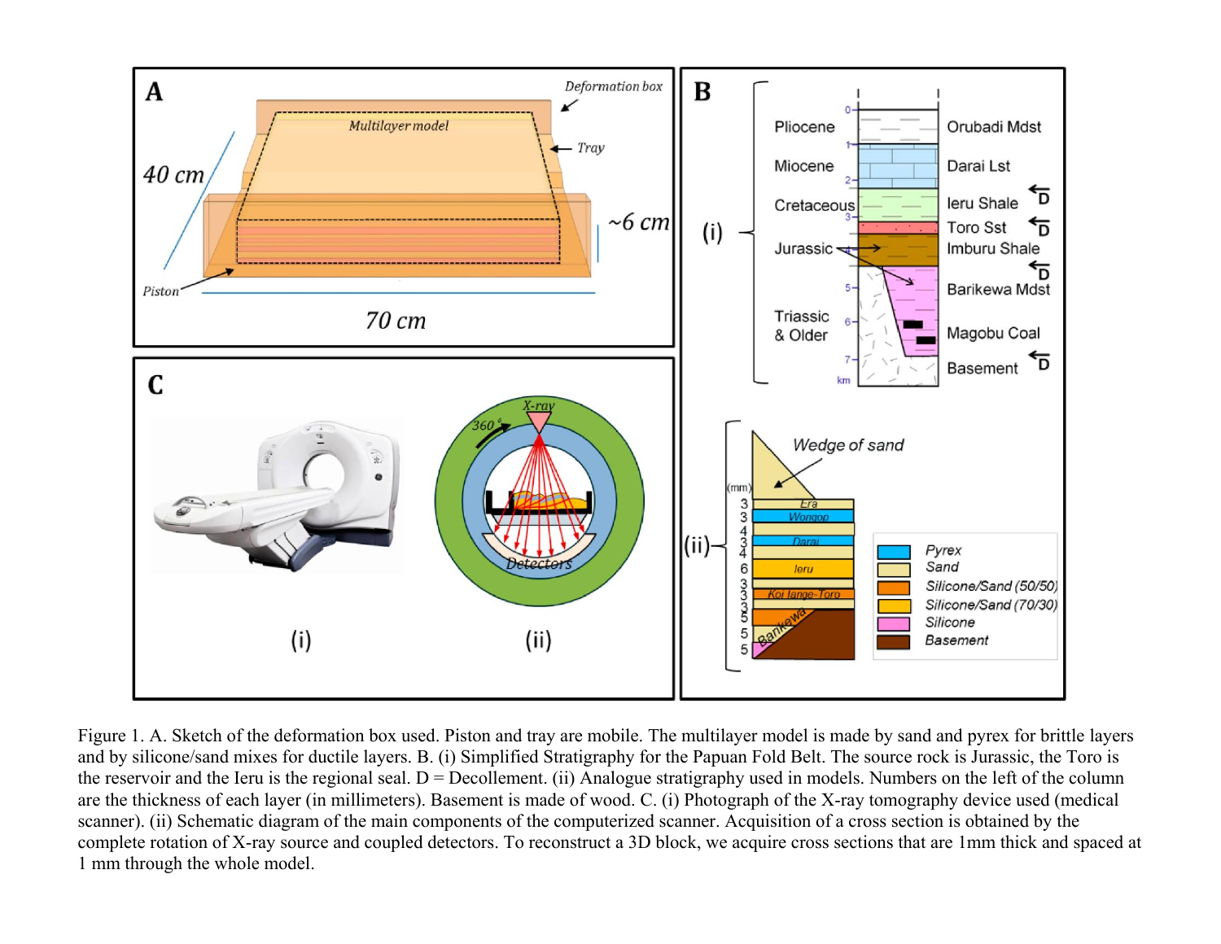Figure 1. A. Sketch of the deformation box used. Piston and tray are mobile. The multilayer model is made by sand and pyrex for brittle layers and by silicone/sand mixes for ductile layers. B. (i) Simplified Stratigraphy for the Papuan Fold Belt. The source rock is Jurassic, the Toro is the reservoir and the Ieru is the regional seal. D = Decollement. (ii) Analogue stratigraphy used in models. Numbers on the left of the column are the thickness of each layer (in millimeters). Basement is made of wood. C. (i) Photograph of the X-ray tomography device used (medical scanner). (ii) Schematic diagram of the main components of the computerized scanner. Acquisition of a cross section is obtained by the complete rotation of X-ray source and coupled detectors. To reconstruct a 3D block, we acquire cross sections that are 1mm thick and spaced at 1 mm through the whole model.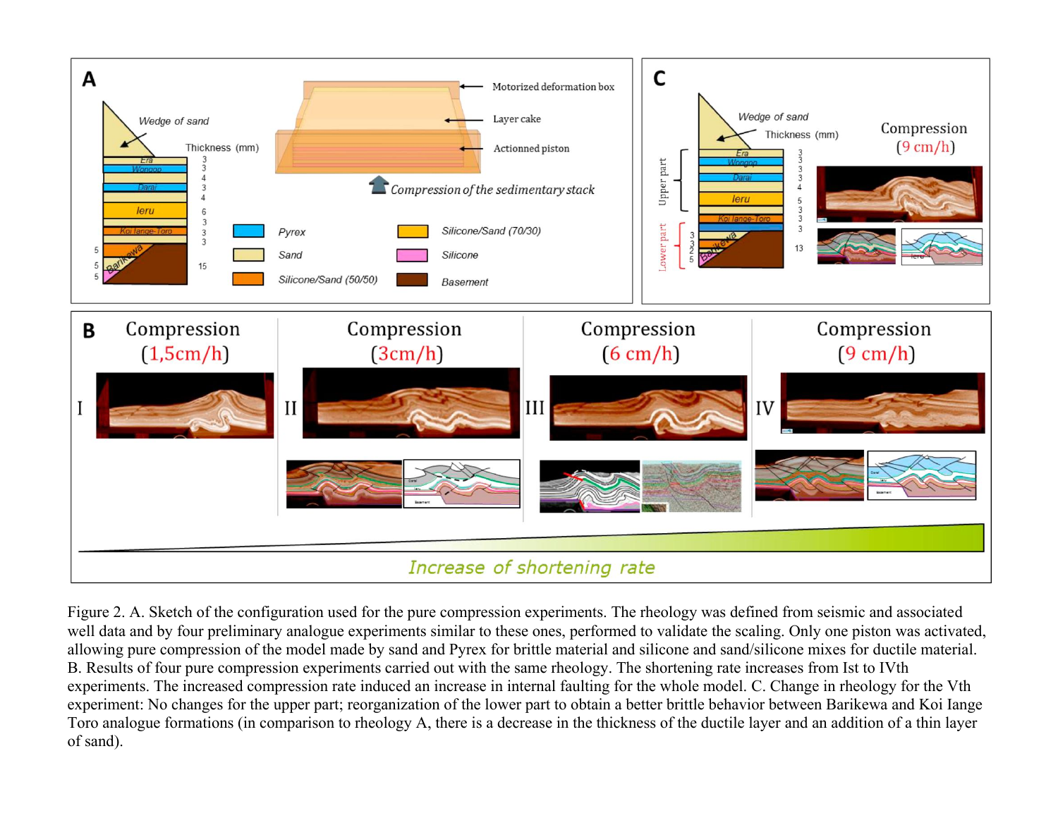Figure 2. A. Sketch of the configuration used for the pure compression experiments. The rheology was defined from seismic and associated well data and by four preliminary analogue experiments similar to these ones, performed to validate the scaling. Only one piston was activated, allowing pure compression of the model made by sand and Pyrex for brittle material and silicone and sand/silicone mixes for ductile material. B. Results of four pure compression experiments carried out with the same rheology. The shortening rate increases from Ist to IVth experiments. The increased compression rate induced an increase in internal faulting for the whole model. C. Change in rheology for the Vth experiment: No changes for the upper part; reorganization of the lower part to obtain a better brittle behavior between Barikewa and Koi Iange Toro analogue formations (in comparison to rheology A, there is a decrease in the thickness of the ductile layer and an addition of a thin layer of sand).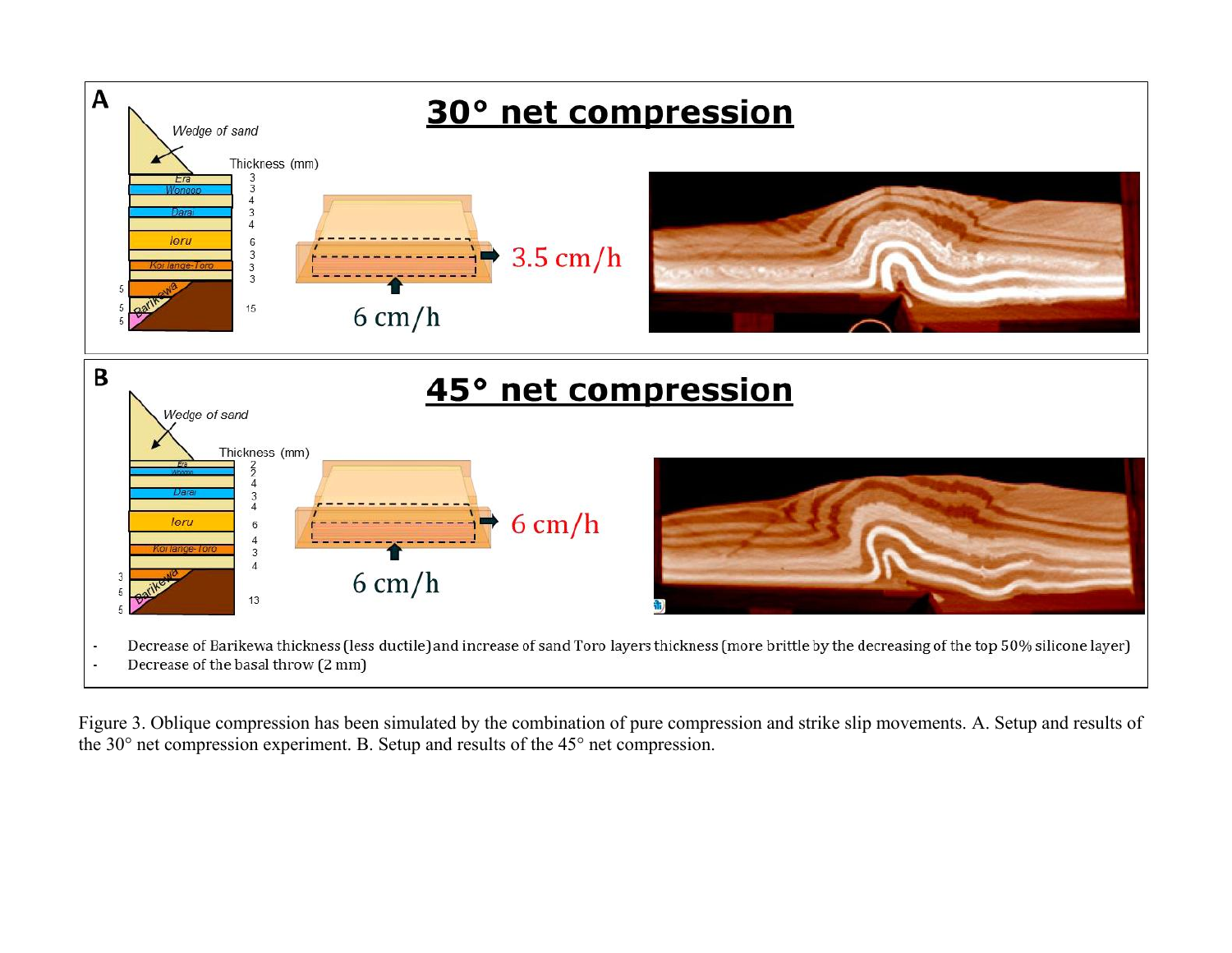**A**

## 30° net compression

Wedge of sand

Thickness (mm)

Era 3
Wongop 3
4
Darai 3
4
Ieru 6
3
Koi lange-Toro 3
3
Barikewa 5 5 5 15

3.5 cm/h

6 cm/h

**B**

## 45° net compression

Wedge of sand

Thickness (mm)

Era 2
Wongop 2
4
Darai 3
4
Ieru 6
4
Koi lange-Toro 3
4
Barikewa 3 5 5 13

6 cm/h

6 cm/h

- Decrease of Barikewa thickness (less ductile) and increase of sand Toro layers thickness (more brittle by the decreasing of the top 50% silicone layer)
- Decrease of the basal throw (2 mm)

Figure 3. Oblique compression has been simulated by the combination of pure compression and strike slip movements. A. Setup and results of the 30° net compression experiment. B. Setup and results of the 45° net compression.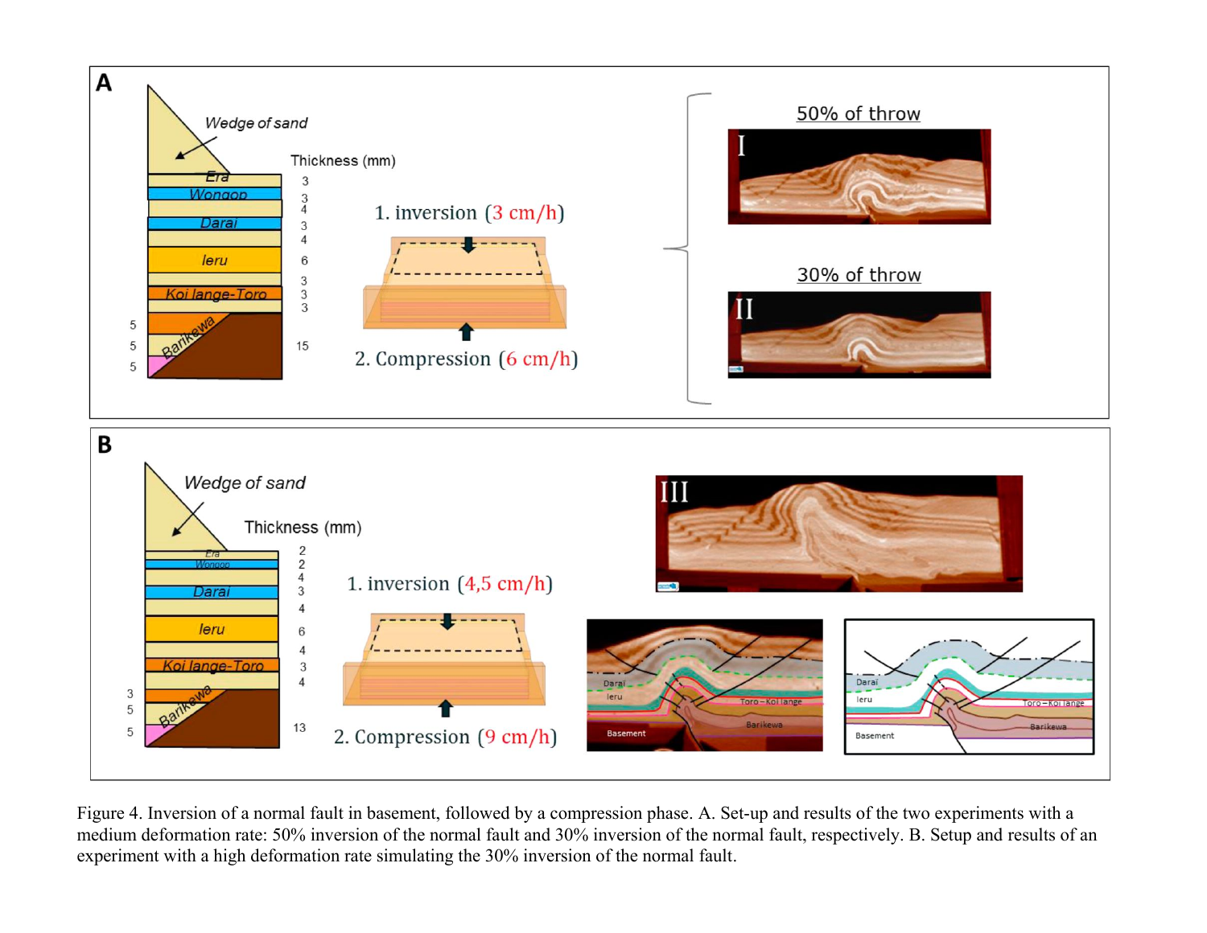**A**

Wedge of sand

Thickness (mm)

Era
Wongop
Darai
Ieru
Koi lange-Toro
Barikewa

3
3
4
3
4
6
3
3
3
15

5
5
5

1. inversion (3 cm/h)

2. Compression (6 cm/h)

50% of throw

I

30% of throw

II

**B**

Wedge of sand

Thickness (mm)

Era
Wongop
Darai
Ieru
Koi lange-Toro
Barikewa

2
2
4
3
4
6
4
3
4
13

3
5
5

1. inversion (4,5 cm/h)

2. Compression (9 cm/h)

III

Darai
Ieru
Toro – Koi lange
Barikewa
Basement

Darai
Ieru
Toro – Koi lange
Barikewa
Basement

Figure 4. Inversion of a normal fault in basement, followed by a compression phase. A. Set-up and results of the two experiments with a medium deformation rate: 50% inversion of the normal fault and 30% inversion of the normal fault, respectively. B. Setup and results of an experiment with a high deformation rate simulating the 30% inversion of the normal fault.